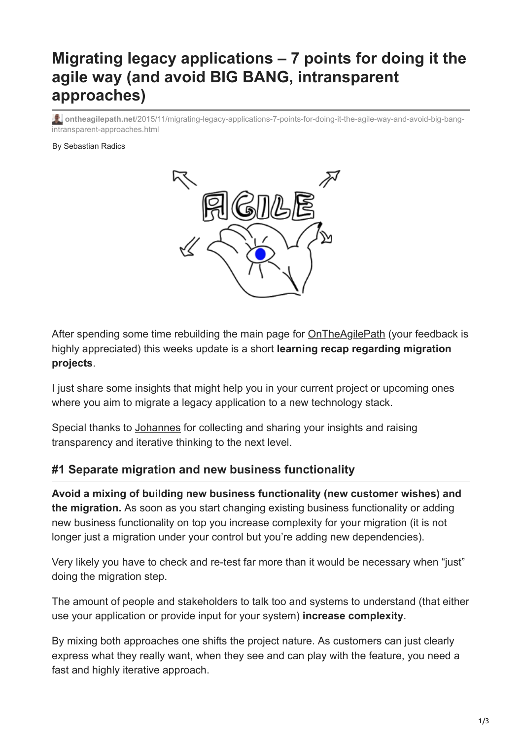# Migrating legacy applications – 7 points for doing it the agile way (and avoid BIG BANG, intransparent approaches)

ontheagilepath.net/2015/11/migrating-legacy-applications-7-points-for-doing-it-the-agile-way-and-avoid-big-bang-intransparent-approaches.html

By Sebastian Radics

After spending some time rebuilding the main page for OnTheAgilePath (your feedback is highly appreciated) this weeks update is a short **learning recap regarding migration projects**.

I just share some insights that might help you in your current project or upcoming ones where you aim to migrate a legacy application to a new technology stack.

Special thanks to Johannes for collecting and sharing your insights and raising transparency and iterative thinking to the next level.

## #1 Separate migration and new business functionality

**Avoid a mixing of building new business functionality (new customer wishes) and the migration.** As soon as you start changing existing business functionality or adding new business functionality on top you increase complexity for your migration (it is not longer just a migration under your control but you're adding new dependencies).

Very likely you have to check and re-test far more than it would be necessary when "just" doing the migration step.

The amount of people and stakeholders to talk too and systems to understand (that either use your application or provide input for your system) **increase complexity**.

By mixing both approaches one shifts the project nature. As customers can just clearly express what they really want, when they see and can play with the feature, you need a fast and highly iterative approach.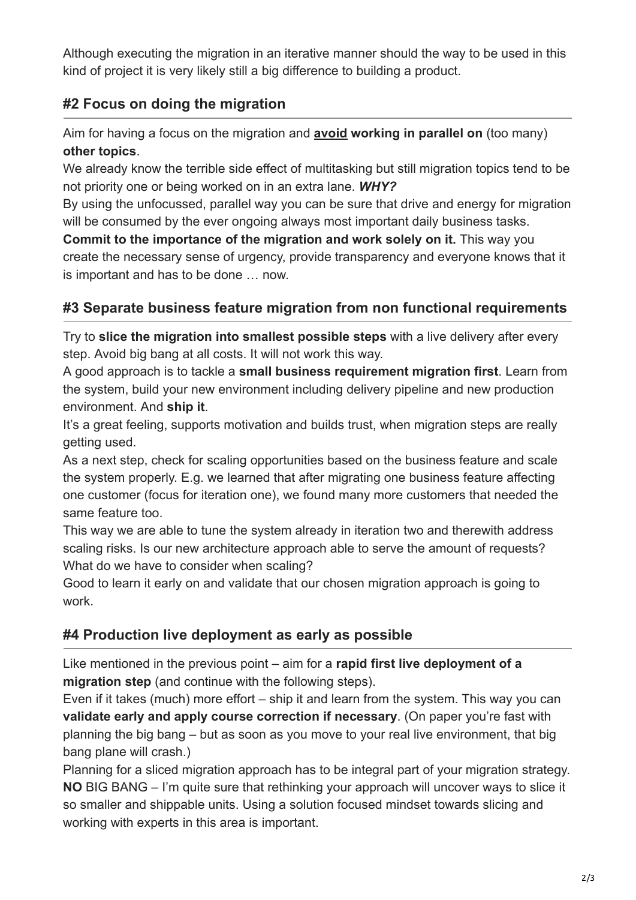Although executing the migration in an iterative manner should the way to be used in this kind of project it is very likely still a big difference to building a product.

## #2 Focus on doing the migration

Aim for having a focus on the migration and **avoid working in parallel on** (too many) **other topics**.
We already know the terrible side effect of multitasking but still migration topics tend to be not priority one or being worked on in an extra lane. ***WHY?***
By using the unfocussed, parallel way you can be sure that drive and energy for migration will be consumed by the ever ongoing always most important daily business tasks.
**Commit to the importance of the migration and work solely on it.** This way you create the necessary sense of urgency, provide transparency and everyone knows that it is important and has to be done … now.

## #3 Separate business feature migration from non functional requirements

Try to **slice the migration into smallest possible steps** with a live delivery after every step. Avoid big bang at all costs. It will not work this way.
A good approach is to tackle a **small business requirement migration first**. Learn from the system, build your new environment including delivery pipeline and new production environment. And **ship it**.
It's a great feeling, supports motivation and builds trust, when migration steps are really getting used.
As a next step, check for scaling opportunities based on the business feature and scale the system properly. E.g. we learned that after migrating one business feature affecting one customer (focus for iteration one), we found many more customers that needed the same feature too.
This way we are able to tune the system already in iteration two and therewith address scaling risks. Is our new architecture approach able to serve the amount of requests? What do we have to consider when scaling?
Good to learn it early on and validate that our chosen migration approach is going to work.

## #4 Production live deployment as early as possible

Like mentioned in the previous point – aim for a **rapid first live deployment of a migration step** (and continue with the following steps).
Even if it takes (much) more effort – ship it and learn from the system. This way you can **validate early and apply course correction if necessary**. (On paper you're fast with planning the big bang – but as soon as you move to your real live environment, that big bang plane will crash.)
Planning for a sliced migration approach has to be integral part of your migration strategy. **NO** BIG BANG – I'm quite sure that rethinking your approach will uncover ways to slice it so smaller and shippable units. Using a solution focused mindset towards slicing and working with experts in this area is important.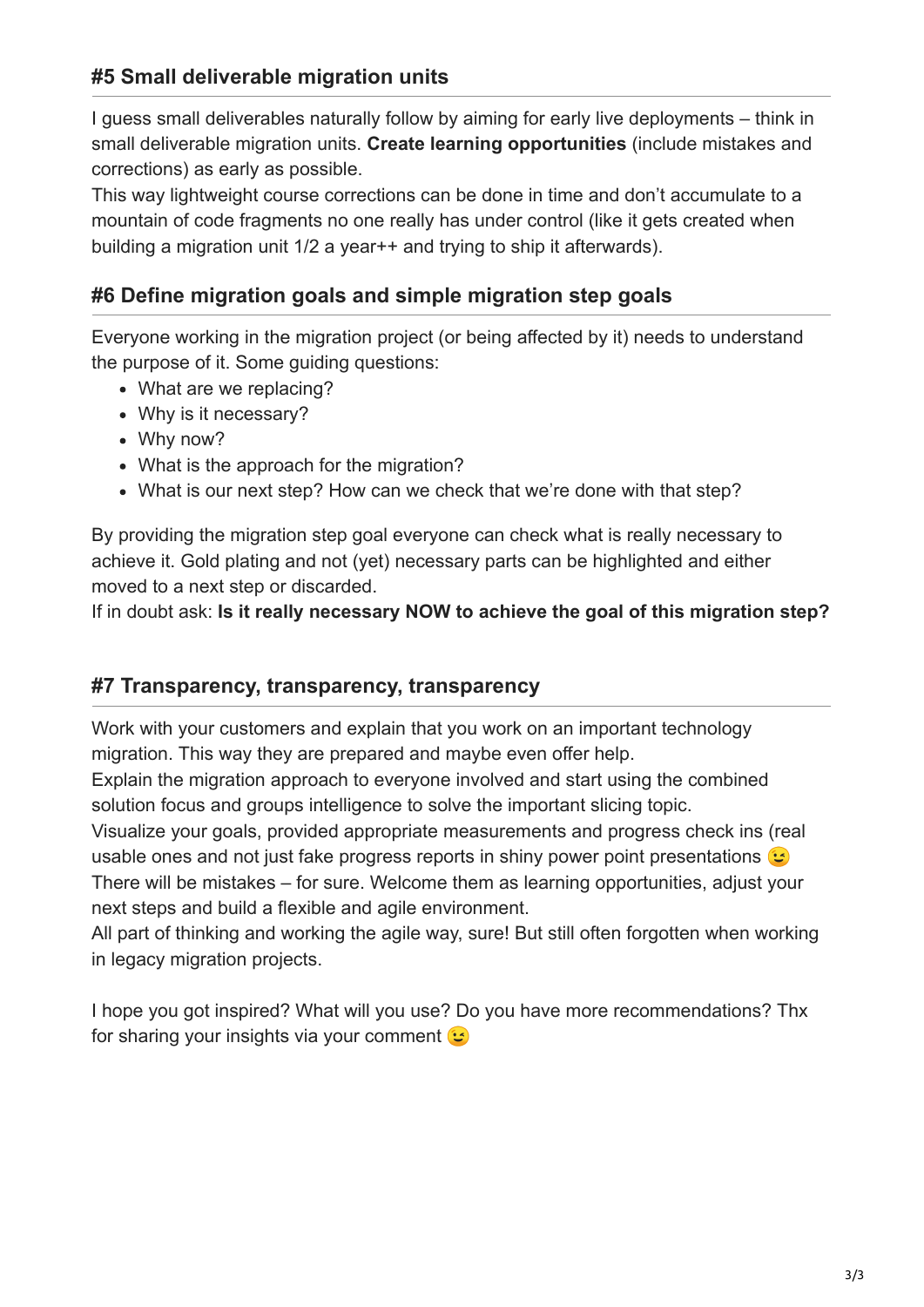### #5 Small deliverable migration units

I guess small deliverables naturally follow by aiming for early live deployments – think in small deliverable migration units. **Create learning opportunities** (include mistakes and corrections) as early as possible.
This way lightweight course corrections can be done in time and don't accumulate to a mountain of code fragments no one really has under control (like it gets created when building a migration unit 1/2 a year++ and trying to ship it afterwards).

### #6 Define migration goals and simple migration step goals

Everyone working in the migration project (or being affected by it) needs to understand the purpose of it. Some guiding questions:

- What are we replacing?
- Why is it necessary?
- Why now?
- What is the approach for the migration?
- What is our next step? How can we check that we're done with that step?

By providing the migration step goal everyone can check what is really necessary to achieve it. Gold plating and not (yet) necessary parts can be highlighted and either moved to a next step or discarded.
If in doubt ask: **Is it really necessary NOW to achieve the goal of this migration step?**

### #7 Transparency, transparency, transparency

Work with your customers and explain that you work on an important technology migration. This way they are prepared and maybe even offer help.
Explain the migration approach to everyone involved and start using the combined solution focus and groups intelligence to solve the important slicing topic.
Visualize your goals, provided appropriate measurements and progress check ins (real usable ones and not just fake progress reports in shiny power point presentations 😉
There will be mistakes – for sure. Welcome them as learning opportunities, adjust your next steps and build a flexible and agile environment.
All part of thinking and working the agile way, sure! But still often forgotten when working in legacy migration projects.

I hope you got inspired? What will you use? Do you have more recommendations? Thx for sharing your insights via your comment 😉